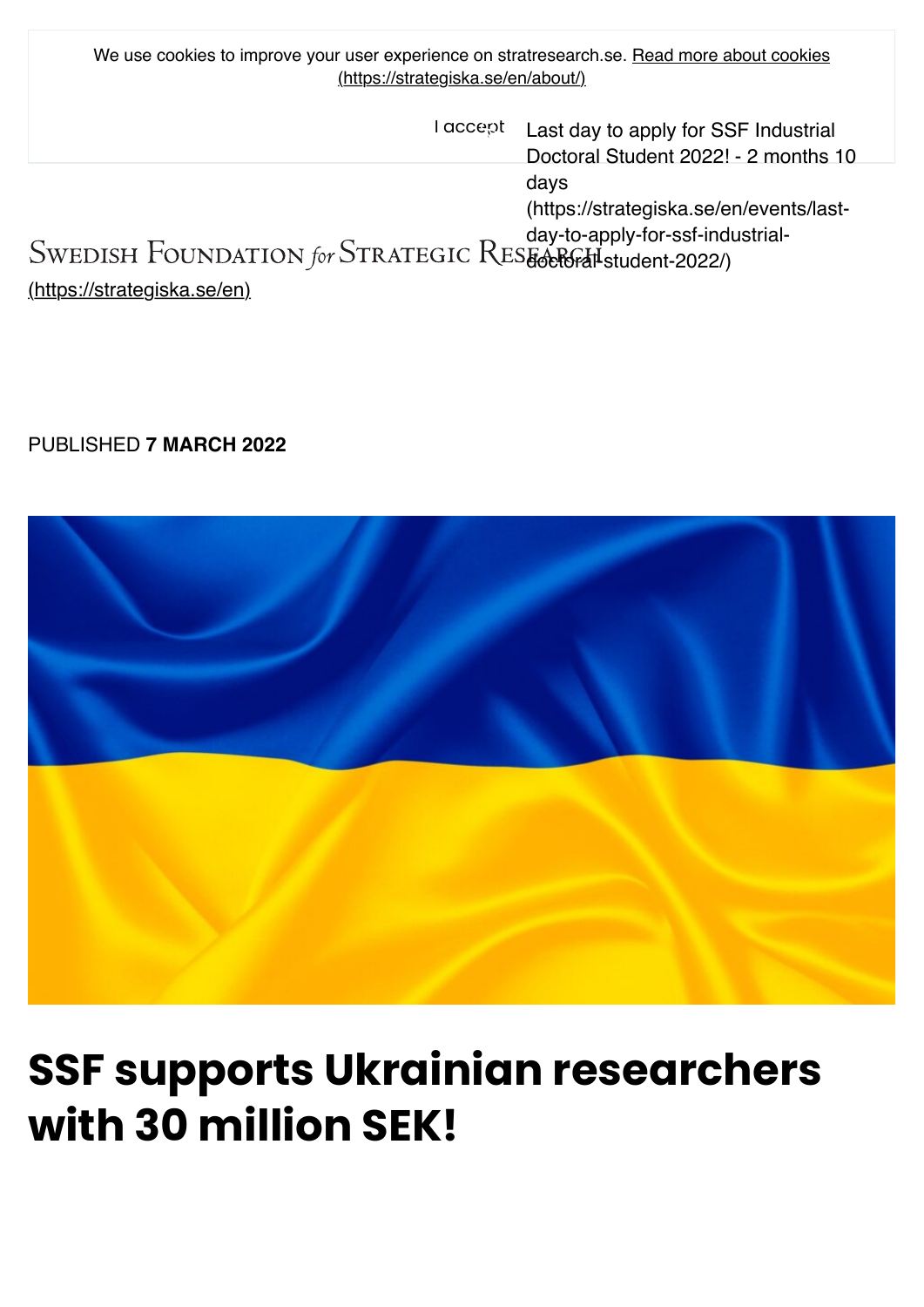We use cookies to improve your user experience on stratresearch.se. Read more about cookies (https://strategiska.se/en/about/)

I accept

Last day to apply for SSF Industrial Doctoral Student 2022! - 2 months 10 days (https://strategiska.se/en/events/last-day-to-apply-for-ssf-industrial-doctoral-student-2022/)

Swedish Foundation for Strategic Research (https://strategiska.se/en)

PUBLISHED **7 MARCH 2022**

# SSF supports Ukrainian researchers with 30 million SEK!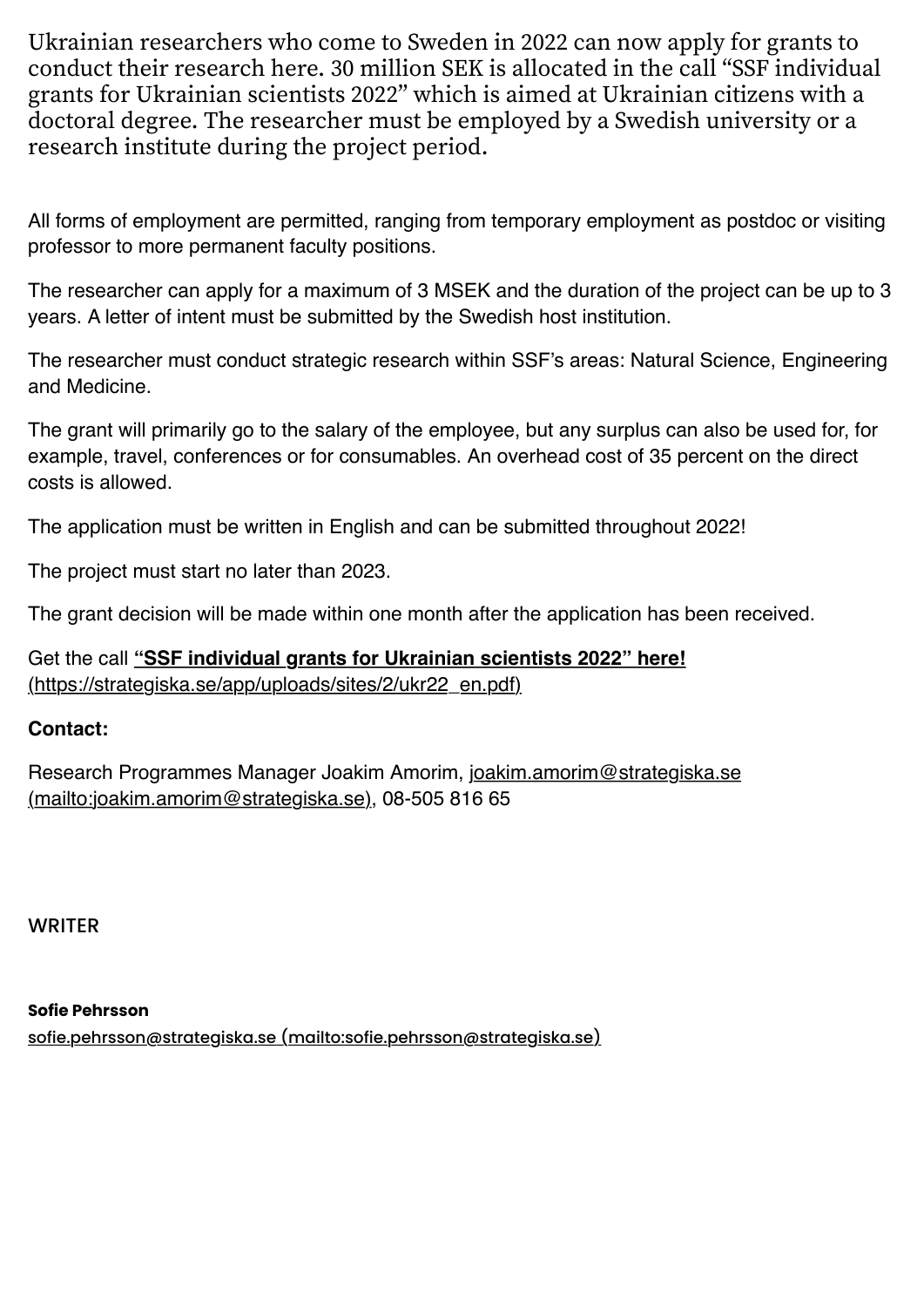Ukrainian researchers who come to Sweden in 2022 can now apply for grants to conduct their research here. 30 million SEK is allocated in the call "SSF individual grants for Ukrainian scientists 2022" which is aimed at Ukrainian citizens with a doctoral degree. The researcher must be employed by a Swedish university or a research institute during the project period.

All forms of employment are permitted, ranging from temporary employment as postdoc or visiting professor to more permanent faculty positions.

The researcher can apply for a maximum of 3 MSEK and the duration of the project can be up to 3 years. A letter of intent must be submitted by the Swedish host institution.

The researcher must conduct strategic research within SSF's areas: Natural Science, Engineering and Medicine.

The grant will primarily go to the salary of the employee, but any surplus can also be used for, for example, travel, conferences or for consumables. An overhead cost of 35 percent on the direct costs is allowed.

The application must be written in English and can be submitted throughout 2022!

The project must start no later than 2023.

The grant decision will be made within one month after the application has been received.

Get the call **"SSF individual grants for Ukrainian scientists 2022" here!** (https://strategiska.se/app/uploads/sites/2/ukr22_en.pdf)

**Contact:**

Research Programmes Manager Joakim Amorim, joakim.amorim@strategiska.se (mailto:joakim.amorim@strategiska.se), 08-505 816 65

WRITER

**Sofie Pehrsson**
sofie.pehrsson@strategiska.se (mailto:sofie.pehrsson@strategiska.se)